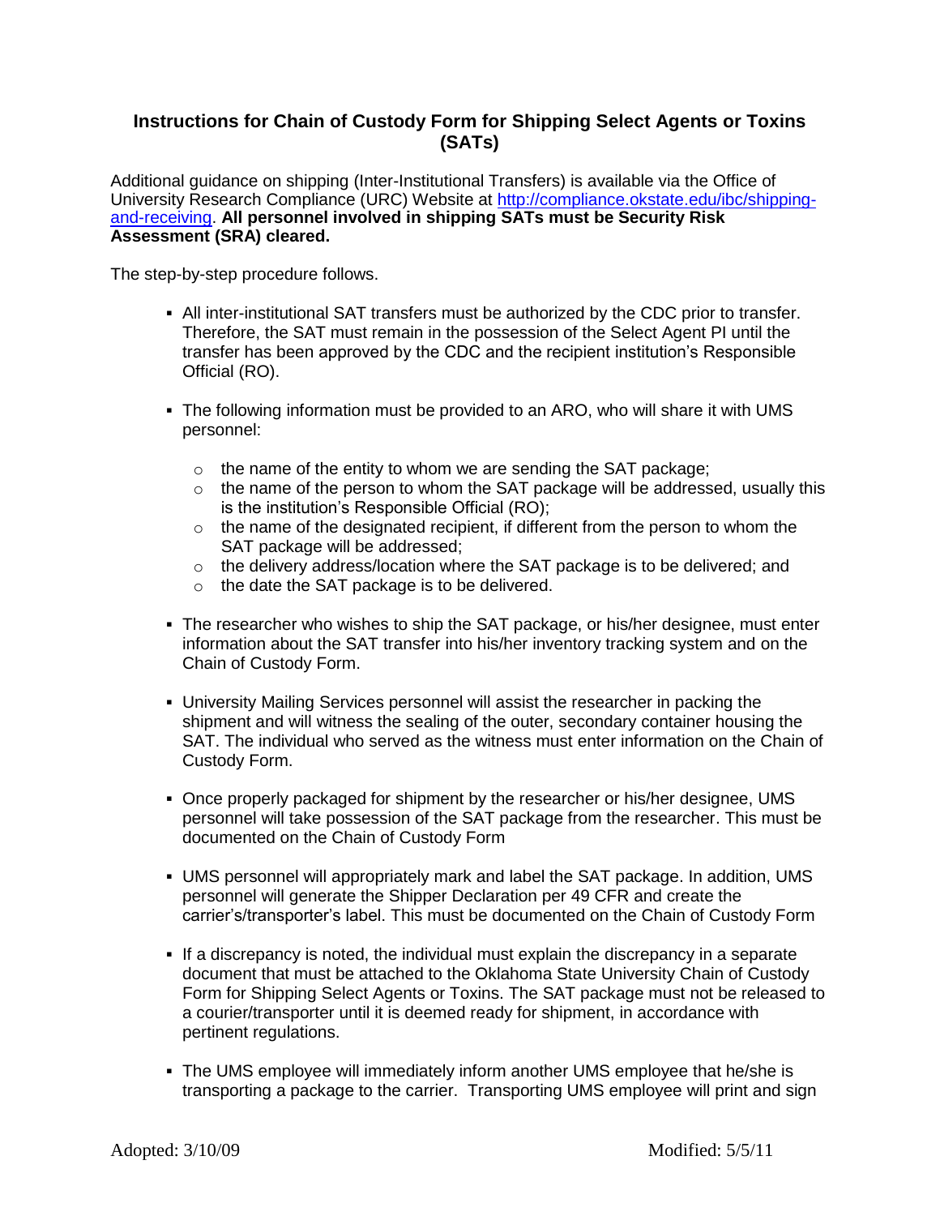# Instructions for Chain of Custody Form for Shipping Select Agents or Toxins (SATs)

Additional guidance on shipping (Inter-Institutional Transfers) is available via the Office of University Research Compliance (URC) Website at [http://compliance.okstate.edu/ibc/shipping-and-receiving](http://compliance.okstate.edu/ibc/shipping-and-receiving). **All personnel involved in shipping SATs must be Security Risk Assessment (SRA) cleared.**

The step-by-step procedure follows.

- All inter-institutional SAT transfers must be authorized by the CDC prior to transfer. Therefore, the SAT must remain in the possession of the Select Agent PI until the transfer has been approved by the CDC and the recipient institution's Responsible Official (RO).
- The following information must be provided to an ARO, who will share it with UMS personnel:
  - the name of the entity to whom we are sending the SAT package;
  - the name of the person to whom the SAT package will be addressed, usually this is the institution's Responsible Official (RO);
  - the name of the designated recipient, if different from the person to whom the SAT package will be addressed;
  - the delivery address/location where the SAT package is to be delivered; and
  - the date the SAT package is to be delivered.
- The researcher who wishes to ship the SAT package, or his/her designee, must enter information about the SAT transfer into his/her inventory tracking system and on the Chain of Custody Form.
- University Mailing Services personnel will assist the researcher in packing the shipment and will witness the sealing of the outer, secondary container housing the SAT. The individual who served as the witness must enter information on the Chain of Custody Form.
- Once properly packaged for shipment by the researcher or his/her designee, UMS personnel will take possession of the SAT package from the researcher. This must be documented on the Chain of Custody Form
- UMS personnel will appropriately mark and label the SAT package. In addition, UMS personnel will generate the Shipper Declaration per 49 CFR and create the carrier's/transporter's label. This must be documented on the Chain of Custody Form
- If a discrepancy is noted, the individual must explain the discrepancy in a separate document that must be attached to the Oklahoma State University Chain of Custody Form for Shipping Select Agents or Toxins. The SAT package must not be released to a courier/transporter until it is deemed ready for shipment, in accordance with pertinent regulations.
- The UMS employee will immediately inform another UMS employee that he/she is transporting a package to the carrier. Transporting UMS employee will print and sign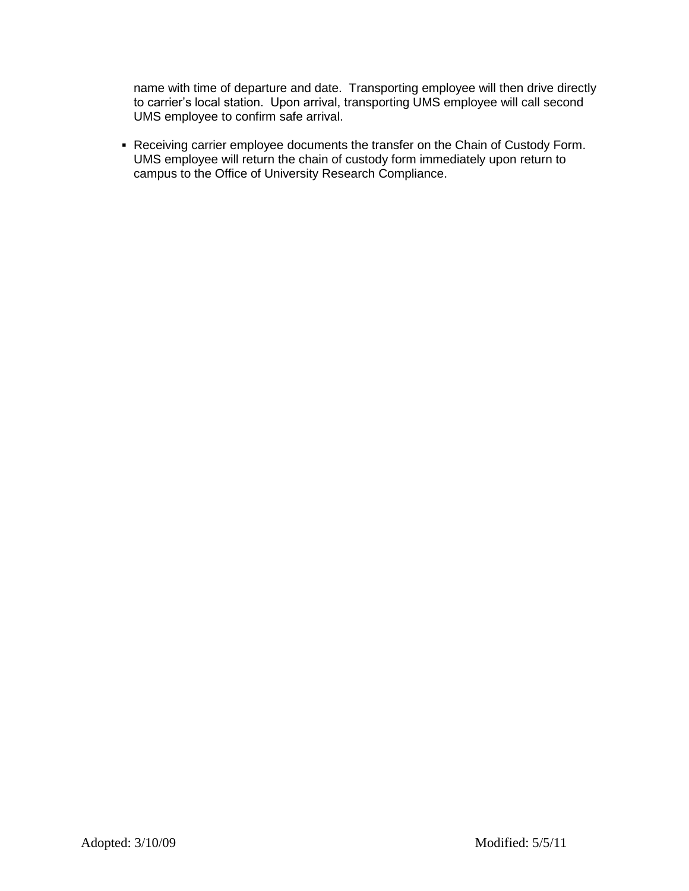name with time of departure and date.  Transporting employee will then drive directly to carrier's local station.  Upon arrival, transporting UMS employee will call second UMS employee to confirm safe arrival.

- Receiving carrier employee documents the transfer on the Chain of Custody Form. UMS employee will return the chain of custody form immediately upon return to campus to the Office of University Research Compliance.

Adopted: 3/10/09 Modified: 5/5/11